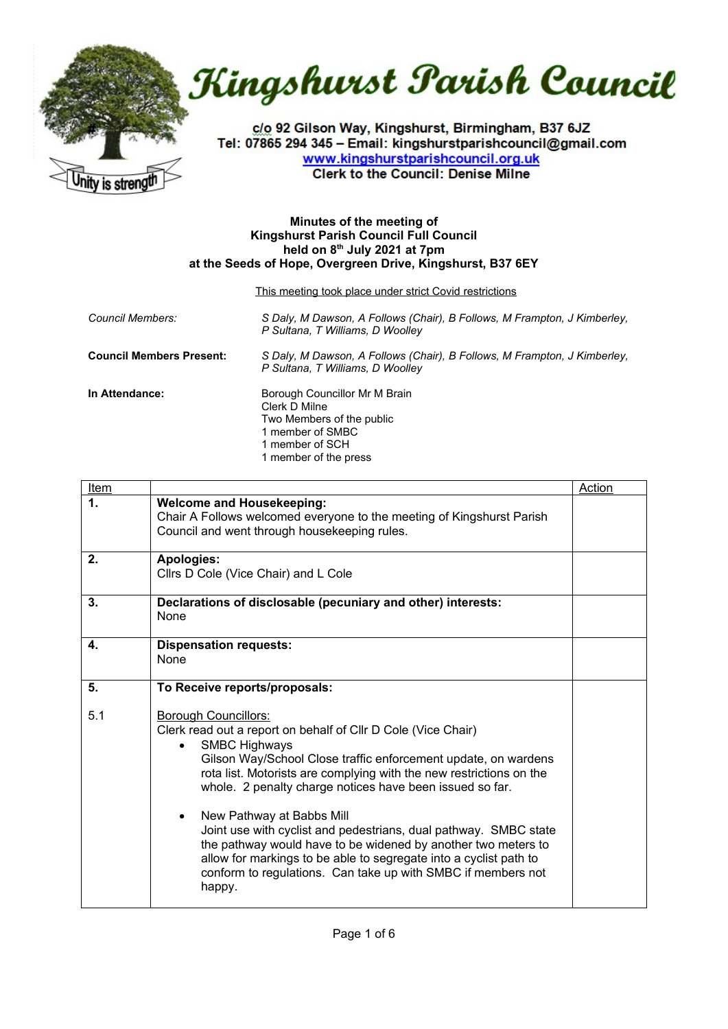# Kingshurst Parish Council

c/o 92 Gilson Way, Kingshurst, Birmingham, B37 6JZ
Tel: 07865 294 345 – Email: kingshurstparishcouncil@gmail.com
www.kingshurstparishcouncil.org.uk
Clerk to the Council: Denise Milne

Unity is strength

**Minutes of the meeting of**
**Kingshurst Parish Council Full Council**
**held on 8th July 2021 at 7pm**
**at the Seeds of Hope, Overgreen Drive, Kingshurst, B37 6EY**

This meeting took place under strict Covid restrictions

| | |
|---|---|
| *Council Members:* | *S Daly, M Dawson, A Follows (Chair), B Follows, M Frampton, J Kimberley, P Sultana, T Williams, D Woolley* |
| **Council Members Present:** | *S Daly, M Dawson, A Follows (Chair), B Follows, M Frampton, J Kimberley, P Sultana, T Williams, D Woolley* |
| **In Attendance:** | Borough Councillor Mr M Brain<br>Clerk D Milne<br>Two Members of the public<br>1 member of SMBC<br>1 member of SCH<br>1 member of the press |

| Item | | Action |
|---|---|---|
| **1.** | **Welcome and Housekeeping:**<br>Chair A Follows welcomed everyone to the meeting of Kingshurst Parish Council and went through housekeeping rules. | |
| **2.** | **Apologies:**<br>Cllrs D Cole (Vice Chair) and L Cole | |
| **3.** | **Declarations of disclosable (pecuniary and other) interests:**<br>None | |
| **4.** | **Dispensation requests:**<br>None | |
| **5.** | **To Receive reports/proposals:** | |
| 5.1 | Borough Councillors:<br>Clerk read out a report on behalf of Cllr D Cole (Vice Chair)<br>• SMBC Highways<br>Gilson Way/School Close traffic enforcement update, on wardens rota list. Motorists are complying with the new restrictions on the whole. 2 penalty charge notices have been issued so far.<br>• New Pathway at Babbs Mill<br>Joint use with cyclist and pedestrians, dual pathway. SMBC state the pathway would have to be widened by another two meters to allow for markings to be able to segregate into a cyclist path to conform to regulations. Can take up with SMBC if members not happy. | |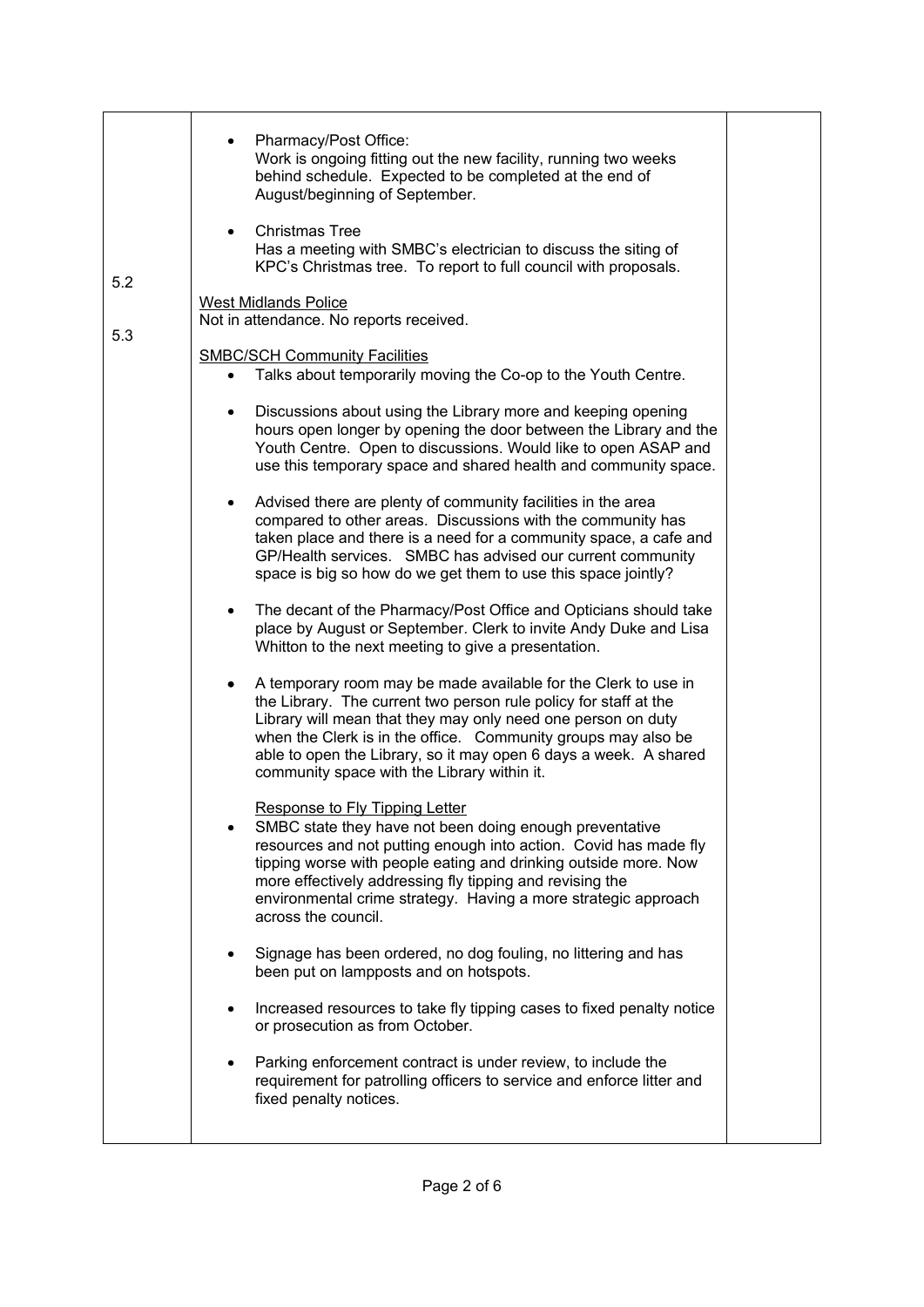|  |  |  |
| --- | --- | --- |
|  | • Pharmacy/Post Office:<br>Work is ongoing fitting out the new facility, running two weeks behind schedule. Expected to be completed at the end of August/beginning of September.<br><br>• Christmas Tree<br>Has a meeting with SMBC's electrician to discuss the siting of KPC's Christmas tree. To report to full council with proposals. |  |
| 5.2 | <u>West Midlands Police</u><br>Not in attendance. No reports received. |  |
| 5.3 | <u>SMBC/SCH Community Facilities</u><br>• Talks about temporarily moving the Co-op to the Youth Centre.<br><br>• Discussions about using the Library more and keeping opening hours open longer by opening the door between the Library and the Youth Centre. Open to discussions. Would like to open ASAP and use this temporary space and shared health and community space.<br><br>• Advised there are plenty of community facilities in the area compared to other areas. Discussions with the community has taken place and there is a need for a community space, a cafe and GP/Health services. SMBC has advised our current community space is big so how do we get them to use this space jointly?<br><br>• The decant of the Pharmacy/Post Office and Opticians should take place by August or September. Clerk to invite Andy Duke and Lisa Whitton to the next meeting to give a presentation.<br><br>• A temporary room may be made available for the Clerk to use in the Library. The current two person rule policy for staff at the Library will mean that they may only need one person on duty when the Clerk is in the office. Community groups may also be able to open the Library, so it may open 6 days a week. A shared community space with the Library within it.<br><br><u>Response to Fly Tipping Letter</u><br>• SMBC state they have not been doing enough preventative resources and not putting enough into action. Covid has made fly tipping worse with people eating and drinking outside more. Now more effectively addressing fly tipping and revising the environmental crime strategy. Having a more strategic approach across the council.<br><br>• Signage has been ordered, no dog fouling, no littering and has been put on lampposts and on hotspots.<br><br>• Increased resources to take fly tipping cases to fixed penalty notice or prosecution as from October.<br><br>• Parking enforcement contract is under review, to include the requirement for patrolling officers to service and enforce litter and fixed penalty notices. |  |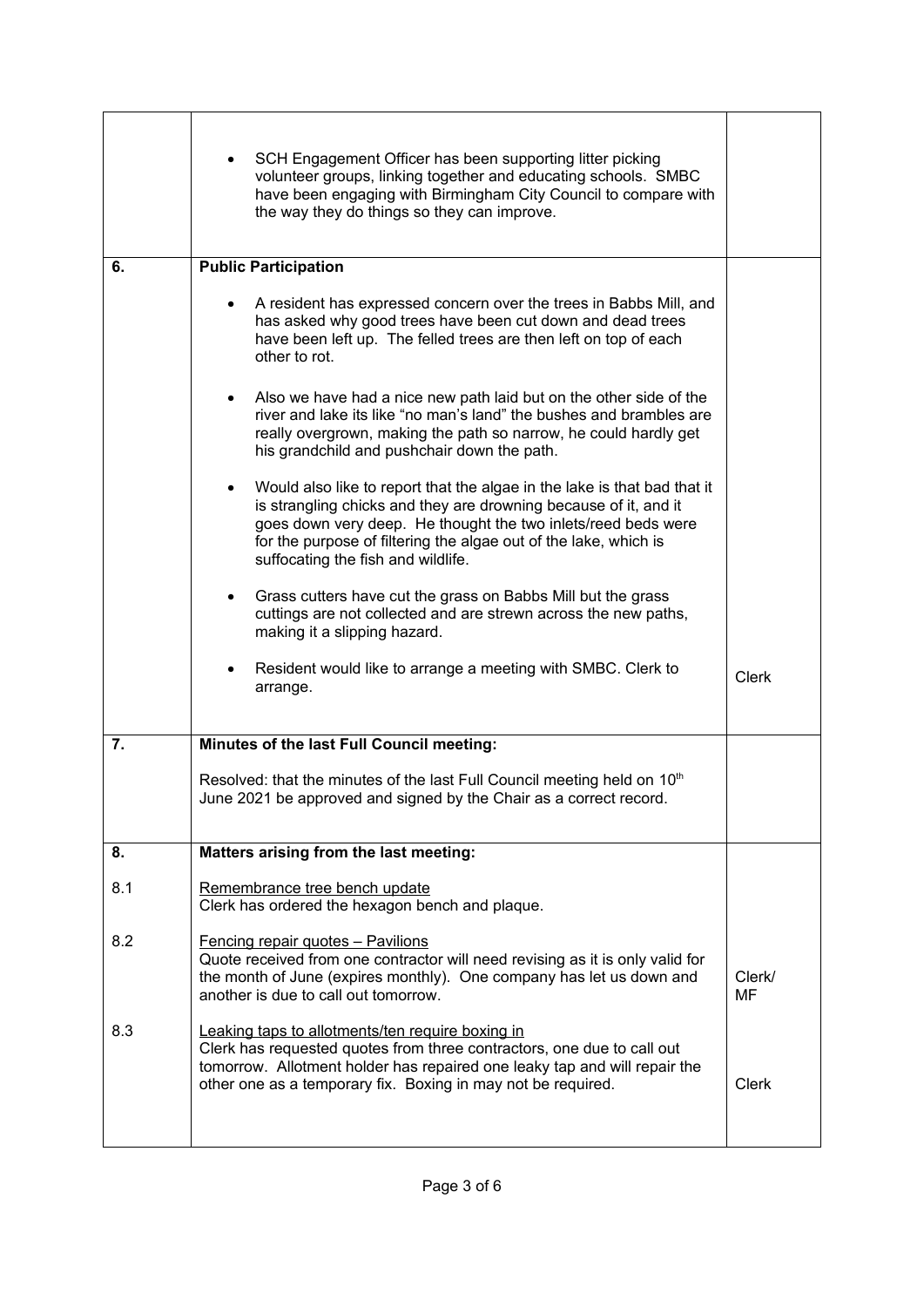| | | |
|---|---|---|
| | • SCH Engagement Officer has been supporting litter picking volunteer groups, linking together and educating schools. SMBC have been engaging with Birmingham City Council to compare with the way they do things so they can improve. | |
| **6.** | **Public Participation** | |
| | • A resident has expressed concern over the trees in Babbs Mill, and has asked why good trees have been cut down and dead trees have been left up. The felled trees are then left on top of each other to rot. | |
| | • Also we have had a nice new path laid but on the other side of the river and lake its like "no man's land" the bushes and brambles are really overgrown, making the path so narrow, he could hardly get his grandchild and pushchair down the path. | |
| | • Would also like to report that the algae in the lake is that bad that it is strangling chicks and they are drowning because of it, and it goes down very deep. He thought the two inlets/reed beds were for the purpose of filtering the algae out of the lake, which is suffocating the fish and wildlife. | |
| | • Grass cutters have cut the grass on Babbs Mill but the grass cuttings are not collected and are strewn across the new paths, making it a slipping hazard. | |
| | • Resident would like to arrange a meeting with SMBC. Clerk to arrange. | Clerk |
| **7.** | **Minutes of the last Full Council meeting:** | |
| | Resolved: that the minutes of the last Full Council meeting held on 10th June 2021 be approved and signed by the Chair as a correct record. | |
| **8.** | **Matters arising from the last meeting:** | |
| 8.1 | Remembrance tree bench update<br>Clerk has ordered the hexagon bench and plaque. | |
| 8.2 | Fencing repair quotes – Pavilions<br>Quote received from one contractor will need revising as it is only valid for the month of June (expires monthly). One company has let us down and another is due to call out tomorrow. | Clerk/ MF |
| 8.3 | Leaking taps to allotments/ten require boxing in<br>Clerk has requested quotes from three contractors, one due to call out tomorrow. Allotment holder has repaired one leaky tap and will repair the other one as a temporary fix. Boxing in may not be required. | Clerk |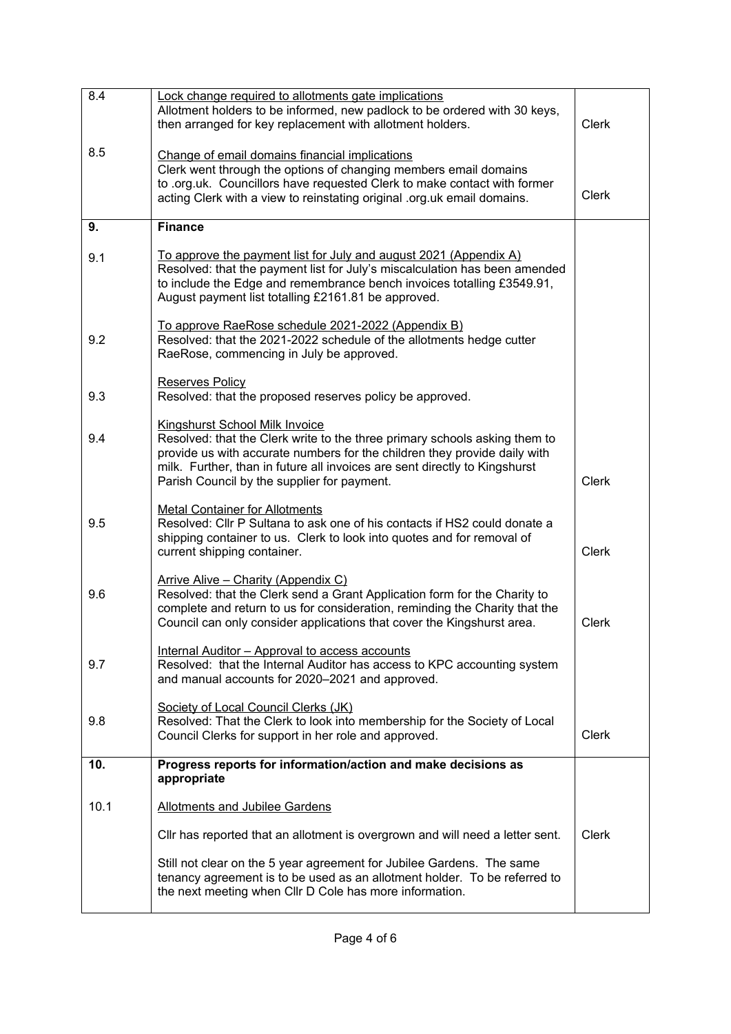| | | |
|---|---|---|
| 8.4 | <u>Lock change required to allotments gate implications</u><br>Allotment holders to be informed, new padlock to be ordered with 30 keys, then arranged for key replacement with allotment holders. | Clerk |
| 8.5 | <u>Change of email domains financial implications</u><br>Clerk went through the options of changing members email domains to .org.uk. Councillors have requested Clerk to make contact with former acting Clerk with a view to reinstating original .org.uk email domains. | Clerk |
| **9.** | **Finance** | |
| 9.1 | <u>To approve the payment list for July and august 2021 (Appendix A)</u><br>Resolved: that the payment list for July's miscalculation has been amended to include the Edge and remembrance bench invoices totalling £3549.91, August payment list totalling £2161.81 be approved. | |
| 9.2 | <u>To approve RaeRose schedule 2021-2022 (Appendix B)</u><br>Resolved: that the 2021-2022 schedule of the allotments hedge cutter RaeRose, commencing in July be approved. | |
| 9.3 | <u>Reserves Policy</u><br>Resolved: that the proposed reserves policy be approved. | |
| 9.4 | <u>Kingshurst School Milk Invoice</u><br>Resolved: that the Clerk write to the three primary schools asking them to provide us with accurate numbers for the children they provide daily with milk. Further, than in future all invoices are sent directly to Kingshurst Parish Council by the supplier for payment. | Clerk |
| 9.5 | <u>Metal Container for Allotments</u><br>Resolved: Cllr P Sultana to ask one of his contacts if HS2 could donate a shipping container to us. Clerk to look into quotes and for removal of current shipping container. | Clerk |
| 9.6 | <u>Arrive Alive – Charity (Appendix C)</u><br>Resolved: that the Clerk send a Grant Application form for the Charity to complete and return to us for consideration, reminding the Charity that the Council can only consider applications that cover the Kingshurst area. | Clerk |
| 9.7 | <u>Internal Auditor – Approval to access accounts</u><br>Resolved: that the Internal Auditor has access to KPC accounting system and manual accounts for 2020–2021 and approved. | |
| 9.8 | <u>Society of Local Council Clerks (JK)</u><br>Resolved: That the Clerk to look into membership for the Society of Local Council Clerks for support in her role and approved. | Clerk |
| **10.** | **Progress reports for information/action and make decisions as appropriate** | |
| 10.1 | <u>Allotments and Jubilee Gardens</u><br><br>Cllr has reported that an allotment is overgrown and will need a letter sent.<br><br>Still not clear on the 5 year agreement for Jubilee Gardens. The same tenancy agreement is to be used as an allotment holder. To be referred to the next meeting when Cllr D Cole has more information. | Clerk |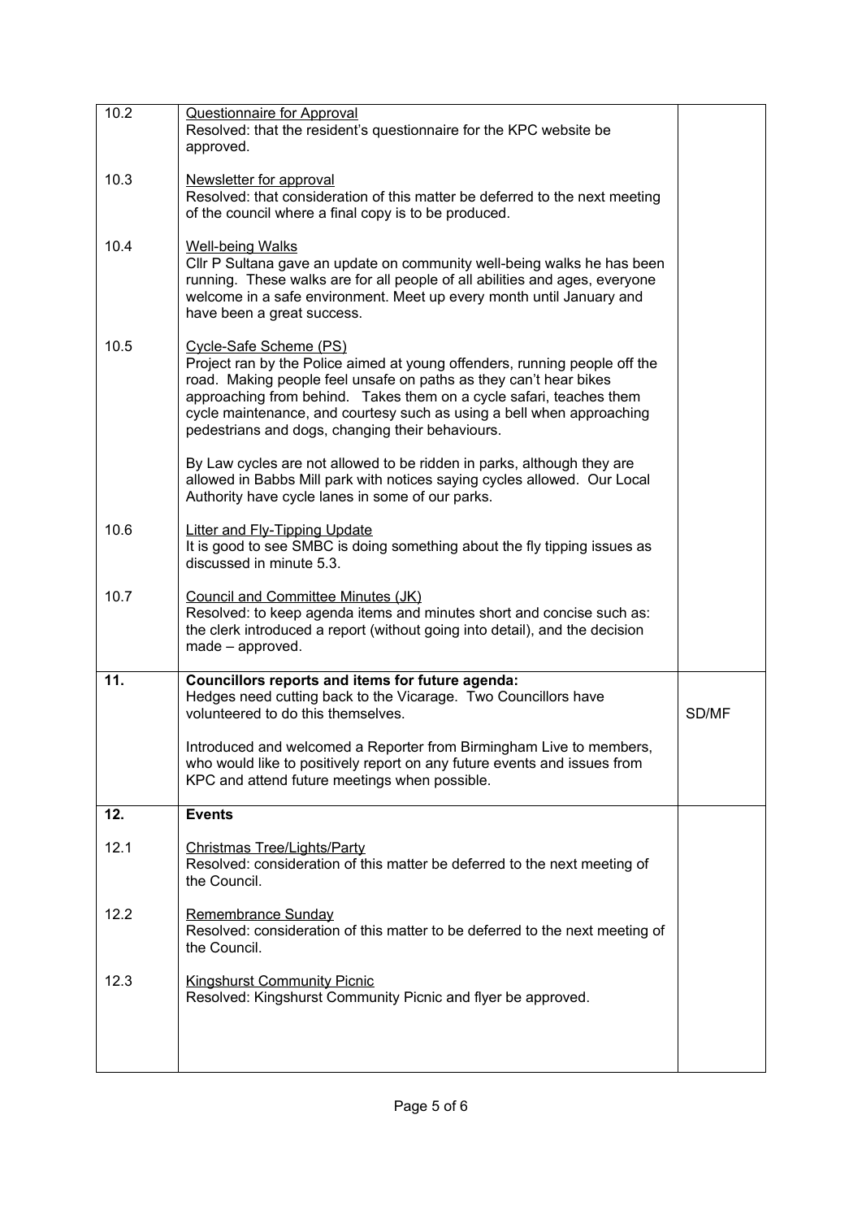| | | |
|---|---|---|
| 10.2 | <u>Questionnaire for Approval</u><br>Resolved: that the resident's questionnaire for the KPC website be approved. | |
| 10.3 | <u>Newsletter for approval</u><br>Resolved: that consideration of this matter be deferred to the next meeting of the council where a final copy is to be produced. | |
| 10.4 | <u>Well-being Walks</u><br>Cllr P Sultana gave an update on community well-being walks he has been running. These walks are for all people of all abilities and ages, everyone welcome in a safe environment. Meet up every month until January and have been a great success. | |
| 10.5 | <u>Cycle-Safe Scheme (PS)</u><br>Project ran by the Police aimed at young offenders, running people off the road. Making people feel unsafe on paths as they can't hear bikes approaching from behind. Takes them on a cycle safari, teaches them cycle maintenance, and courtesy such as using a bell when approaching pedestrians and dogs, changing their behaviours.<br><br>By Law cycles are not allowed to be ridden in parks, although they are allowed in Babbs Mill park with notices saying cycles allowed. Our Local Authority have cycle lanes in some of our parks. | |
| 10.6 | <u>Litter and Fly-Tipping Update</u><br>It is good to see SMBC is doing something about the fly tipping issues as discussed in minute 5.3. | |
| 10.7 | <u>Council and Committee Minutes (JK)</u><br>Resolved: to keep agenda items and minutes short and concise such as: the clerk introduced a report (without going into detail), and the decision made – approved. | |
| **11.** | **Councillors reports and items for future agenda:**<br>Hedges need cutting back to the Vicarage. Two Councillors have volunteered to do this themselves.<br><br>Introduced and welcomed a Reporter from Birmingham Live to members, who would like to positively report on any future events and issues from KPC and attend future meetings when possible. | SD/MF |
| **12.** | **Events** | |
| 12.1 | <u>Christmas Tree/Lights/Party</u><br>Resolved: consideration of this matter be deferred to the next meeting of the Council. | |
| 12.2 | <u>Remembrance Sunday</u><br>Resolved: consideration of this matter to be deferred to the next meeting of the Council. | |
| 12.3 | <u>Kingshurst Community Picnic</u><br>Resolved: Kingshurst Community Picnic and flyer be approved. | |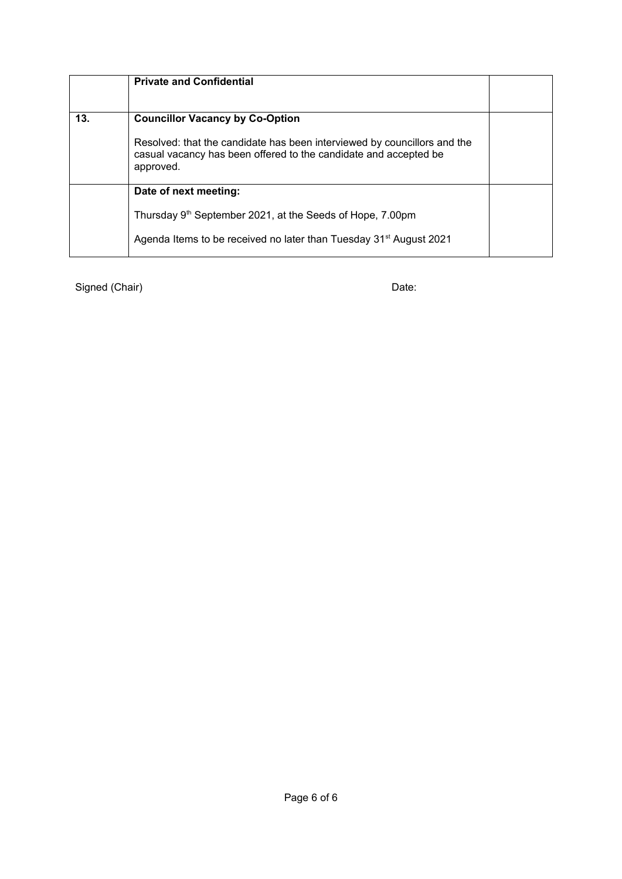| | | |
|---|---|---|
| | **Private and Confidential** | |
| **13.** | **Councillor Vacancy by Co-Option**<br><br>Resolved: that the candidate has been interviewed by councillors and the casual vacancy has been offered to the candidate and accepted be approved. | |
| | **Date of next meeting:**<br><br>Thursday 9th September 2021, at the Seeds of Hope, 7.00pm<br><br>Agenda Items to be received no later than Tuesday 31st August 2021 | |

Signed (Chair) Date: